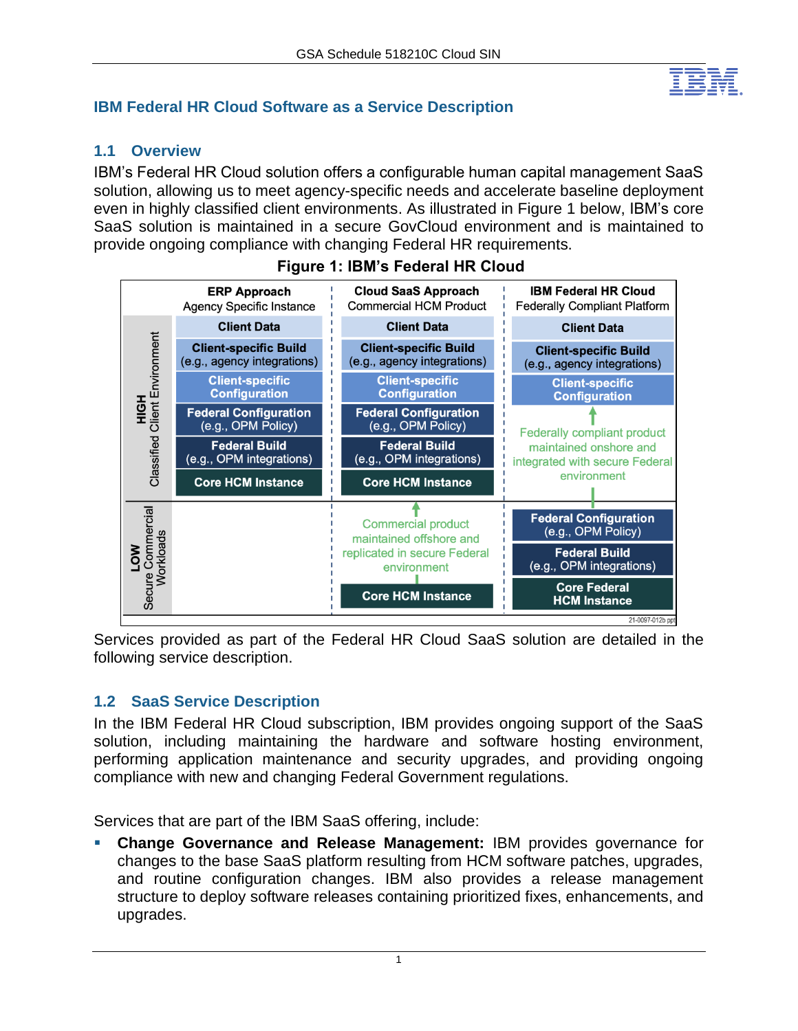## IBM Federal HR Cloud Software as a Service Description

### 1.1 Overview

IBM's Federal HR Cloud solution offers a configurable human capital management SaaS solution, allowing us to meet agency-specific needs and accelerate baseline deployment even in highly classified client environments. As illustrated in Figure 1 below, IBM's core SaaS solution is maintained in a secure GovCloud environment and is maintained to provide ongoing compliance with changing Federal HR requirements.

**Figure 1: IBM's Federal HR Cloud**

| | ERP Approach<br>Agency Specific Instance | Cloud SaaS Approach<br>Commercial HCM Product | IBM Federal HR Cloud<br>Federally Compliant Platform |
|---|---|---|---|
| **HIGH** Classified Client Environment | Client Data | Client Data | Client Data |
| | Client-specific Build (e.g., agency integrations) | Client-specific Build (e.g., agency integrations) | Client-specific Build (e.g., agency integrations) |
| | Client-specific Configuration | Client-specific Configuration | Client-specific Configuration |
| | Federal Configuration (e.g., OPM Policy) | Federal Configuration (e.g., OPM Policy) | Federally compliant product maintained onshore and integrated with secure Federal environment |
| | Federal Build (e.g., OPM integrations) | Federal Build (e.g., OPM integrations) | |
| | Core HCM Instance | Core HCM Instance | |
| **LOW** Secure Commercial Workloads | | Commercial product maintained offshore and replicated in secure Federal environment | Federal Configuration (e.g., OPM Policy) |
| | | | Federal Build (e.g., OPM integrations) |
| | | Core HCM Instance | Core Federal HCM Instance |

21-0097-012b ppt

Services provided as part of the Federal HR Cloud SaaS solution are detailed in the following service description.

### 1.2 SaaS Service Description

In the IBM Federal HR Cloud subscription, IBM provides ongoing support of the SaaS solution, including maintaining the hardware and software hosting environment, performing application maintenance and security upgrades, and providing ongoing compliance with new and changing Federal Government regulations.

Services that are part of the IBM SaaS offering, include:

- **Change Governance and Release Management:** IBM provides governance for changes to the base SaaS platform resulting from HCM software patches, upgrades, and routine configuration changes. IBM also provides a release management structure to deploy software releases containing prioritized fixes, enhancements, and upgrades.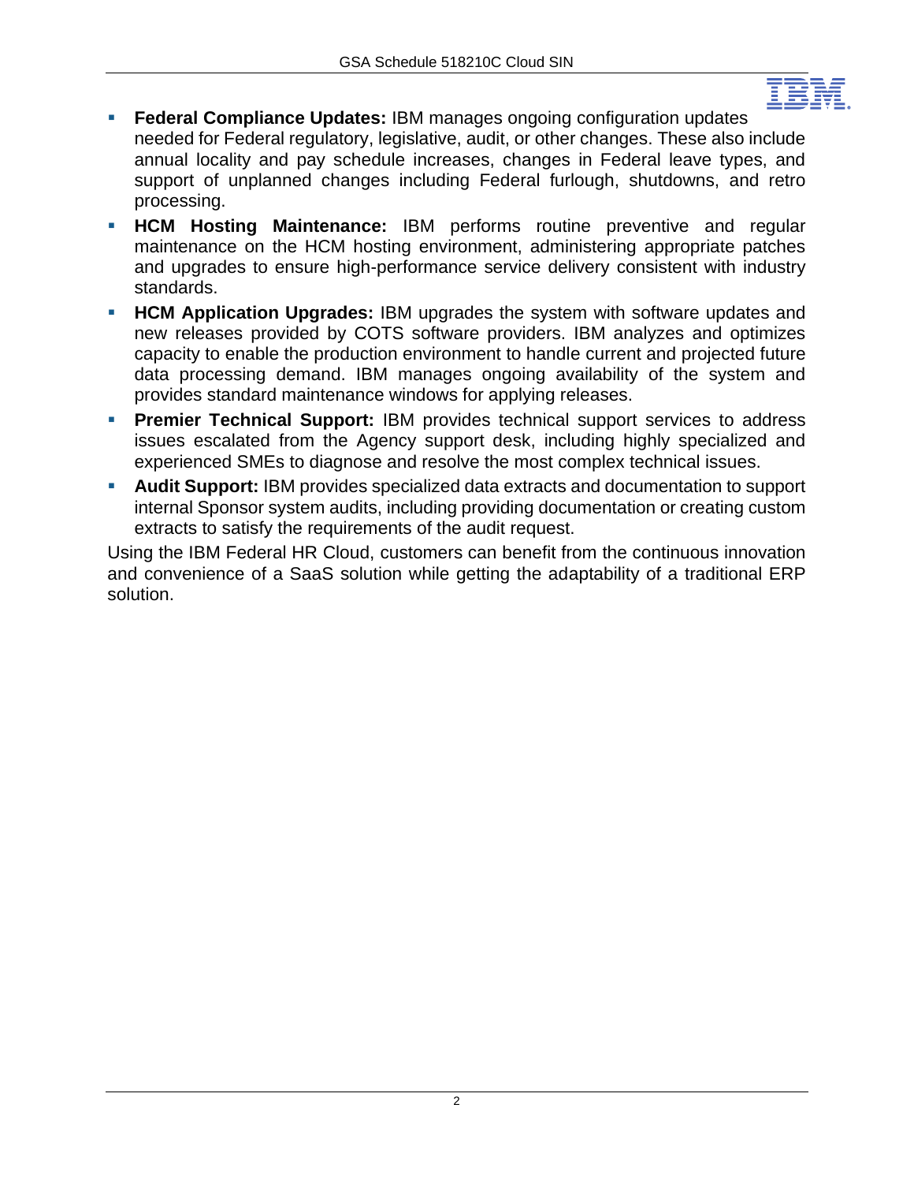- **Federal Compliance Updates:** IBM manages ongoing configuration updates needed for Federal regulatory, legislative, audit, or other changes. These also include annual locality and pay schedule increases, changes in Federal leave types, and support of unplanned changes including Federal furlough, shutdowns, and retro processing.
- **HCM Hosting Maintenance:** IBM performs routine preventive and regular maintenance on the HCM hosting environment, administering appropriate patches and upgrades to ensure high-performance service delivery consistent with industry standards.
- **HCM Application Upgrades:** IBM upgrades the system with software updates and new releases provided by COTS software providers. IBM analyzes and optimizes capacity to enable the production environment to handle current and projected future data processing demand. IBM manages ongoing availability of the system and provides standard maintenance windows for applying releases.
- **Premier Technical Support:** IBM provides technical support services to address issues escalated from the Agency support desk, including highly specialized and experienced SMEs to diagnose and resolve the most complex technical issues.
- **Audit Support:** IBM provides specialized data extracts and documentation to support internal Sponsor system audits, including providing documentation or creating custom extracts to satisfy the requirements of the audit request.

Using the IBM Federal HR Cloud, customers can benefit from the continuous innovation and convenience of a SaaS solution while getting the adaptability of a traditional ERP solution.